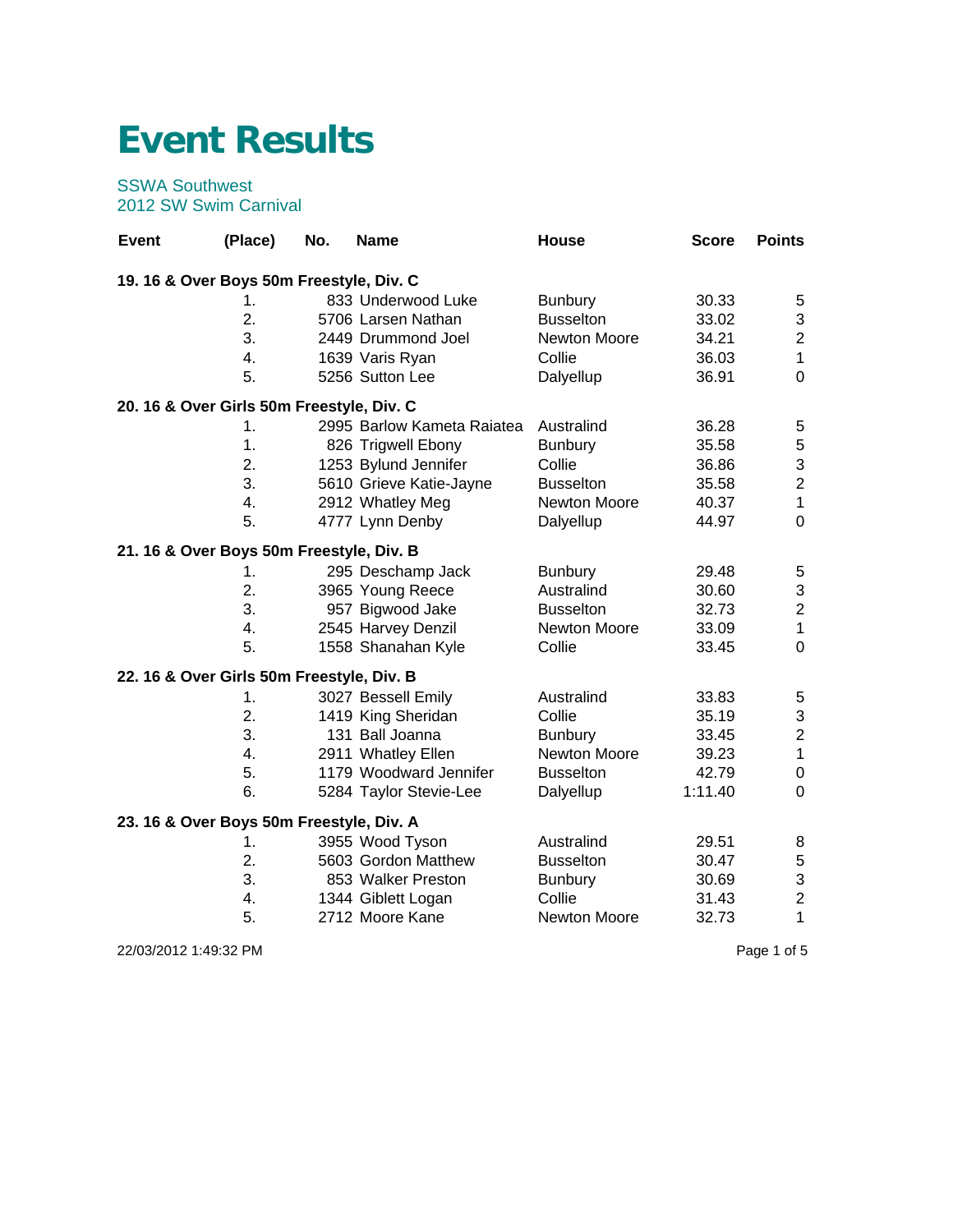# Event Results

SSWA Southwest
2012 SW Swim Carnival

| Event | (Place) | No. | Name | House | Score | Points |
|---|---|---|---|---|---|---|
| **19. 16 & Over Boys 50m Freestyle, Div. C** | | | | | | |
| | 1. | 833 | Underwood Luke | Bunbury | 30.33 | 5 |
| | 2. | 5706 | Larsen Nathan | Busselton | 33.02 | 3 |
| | 3. | 2449 | Drummond Joel | Newton Moore | 34.21 | 2 |
| | 4. | 1639 | Varis Ryan | Collie | 36.03 | 1 |
| | 5. | 5256 | Sutton Lee | Dalyellup | 36.91 | 0 |
| **20. 16 & Over Girls 50m Freestyle, Div. C** | | | | | | |
| | 1. | 2995 | Barlow Kameta Raiatea | Australind | 36.28 | 5 |
| | 1. | 826 | Trigwell Ebony | Bunbury | 35.58 | 5 |
| | 2. | 1253 | Bylund Jennifer | Collie | 36.86 | 3 |
| | 3. | 5610 | Grieve Katie-Jayne | Busselton | 35.58 | 2 |
| | 4. | 2912 | Whatley Meg | Newton Moore | 40.37 | 1 |
| | 5. | 4777 | Lynn Denby | Dalyellup | 44.97 | 0 |
| **21. 16 & Over Boys 50m Freestyle, Div. B** | | | | | | |
| | 1. | 295 | Deschamp Jack | Bunbury | 29.48 | 5 |
| | 2. | 3965 | Young Reece | Australind | 30.60 | 3 |
| | 3. | 957 | Bigwood Jake | Busselton | 32.73 | 2 |
| | 4. | 2545 | Harvey Denzil | Newton Moore | 33.09 | 1 |
| | 5. | 1558 | Shanahan Kyle | Collie | 33.45 | 0 |
| **22. 16 & Over Girls 50m Freestyle, Div. B** | | | | | | |
| | 1. | 3027 | Bessell Emily | Australind | 33.83 | 5 |
| | 2. | 1419 | King Sheridan | Collie | 35.19 | 3 |
| | 3. | 131 | Ball Joanna | Bunbury | 33.45 | 2 |
| | 4. | 2911 | Whatley Ellen | Newton Moore | 39.23 | 1 |
| | 5. | 1179 | Woodward Jennifer | Busselton | 42.79 | 0 |
| | 6. | 5284 | Taylor Stevie-Lee | Dalyellup | 1:11.40 | 0 |
| **23. 16 & Over Boys 50m Freestyle, Div. A** | | | | | | |
| | 1. | 3955 | Wood Tyson | Australind | 29.51 | 8 |
| | 2. | 5603 | Gordon Matthew | Busselton | 30.47 | 5 |
| | 3. | 853 | Walker Preston | Bunbury | 30.69 | 3 |
| | 4. | 1344 | Giblett Logan | Collie | 31.43 | 2 |
| | 5. | 2712 | Moore Kane | Newton Moore | 32.73 | 1 |

22/03/2012 1:49:32 PM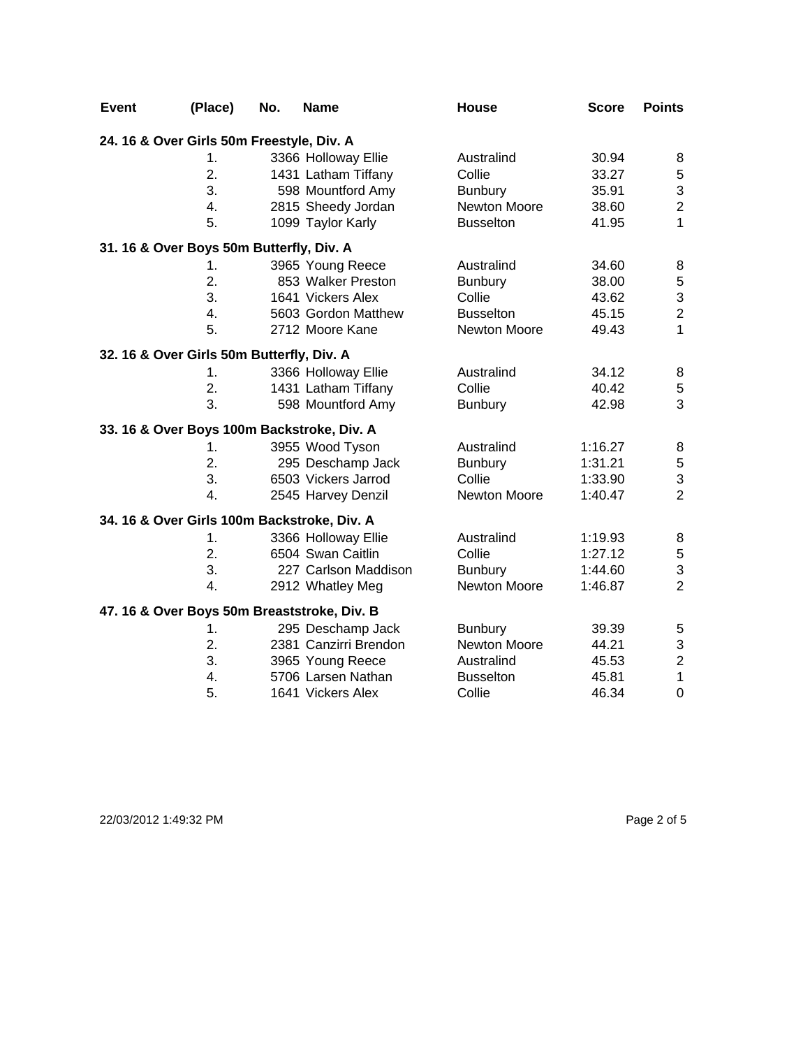| Event | (Place) | No. | Name | House | Score | Points |
|---|---|---|---|---|---|---|
| **24. 16 & Over Girls 50m Freestyle, Div. A** | | | | | | |
| | 1. | 3366 | Holloway Ellie | Australind | 30.94 | 8 |
| | 2. | 1431 | Latham Tiffany | Collie | 33.27 | 5 |
| | 3. | 598 | Mountford Amy | Bunbury | 35.91 | 3 |
| | 4. | 2815 | Sheedy Jordan | Newton Moore | 38.60 | 2 |
| | 5. | 1099 | Taylor Karly | Busselton | 41.95 | 1 |
| **31. 16 & Over Boys 50m Butterfly, Div. A** | | | | | | |
| | 1. | 3965 | Young Reece | Australind | 34.60 | 8 |
| | 2. | 853 | Walker Preston | Bunbury | 38.00 | 5 |
| | 3. | 1641 | Vickers Alex | Collie | 43.62 | 3 |
| | 4. | 5603 | Gordon Matthew | Busselton | 45.15 | 2 |
| | 5. | 2712 | Moore Kane | Newton Moore | 49.43 | 1 |
| **32. 16 & Over Girls 50m Butterfly, Div. A** | | | | | | |
| | 1. | 3366 | Holloway Ellie | Australind | 34.12 | 8 |
| | 2. | 1431 | Latham Tiffany | Collie | 40.42 | 5 |
| | 3. | 598 | Mountford Amy | Bunbury | 42.98 | 3 |
| **33. 16 & Over Boys 100m Backstroke, Div. A** | | | | | | |
| | 1. | 3955 | Wood Tyson | Australind | 1:16.27 | 8 |
| | 2. | 295 | Deschamp Jack | Bunbury | 1:31.21 | 5 |
| | 3. | 6503 | Vickers Jarrod | Collie | 1:33.90 | 3 |
| | 4. | 2545 | Harvey Denzil | Newton Moore | 1:40.47 | 2 |
| **34. 16 & Over Girls 100m Backstroke, Div. A** | | | | | | |
| | 1. | 3366 | Holloway Ellie | Australind | 1:19.93 | 8 |
| | 2. | 6504 | Swan Caitlin | Collie | 1:27.12 | 5 |
| | 3. | 227 | Carlson Maddison | Bunbury | 1:44.60 | 3 |
| | 4. | 2912 | Whatley Meg | Newton Moore | 1:46.87 | 2 |
| **47. 16 & Over Boys 50m Breaststroke, Div. B** | | | | | | |
| | 1. | 295 | Deschamp Jack | Bunbury | 39.39 | 5 |
| | 2. | 2381 | Canzirri Brendon | Newton Moore | 44.21 | 3 |
| | 3. | 3965 | Young Reece | Australind | 45.53 | 2 |
| | 4. | 5706 | Larsen Nathan | Busselton | 45.81 | 1 |
| | 5. | 1641 | Vickers Alex | Collie | 46.34 | 0 |

22/03/2012 1:49:32 PM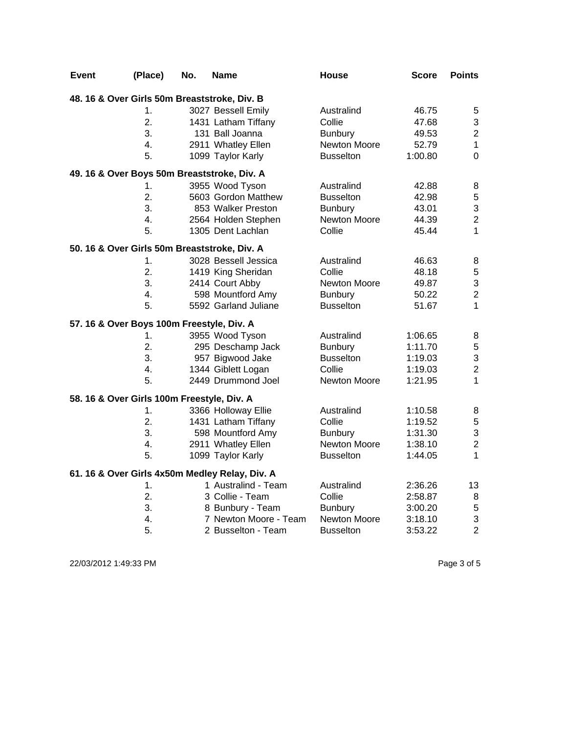| Event | (Place) | No. | Name | House | Score | Points |
|---|---|---|---|---|---|---|
| **48. 16 & Over Girls 50m Breaststroke, Div. B** | | | | | | |
| | 1. | 3027 | Bessell Emily | Australind | 46.75 | 5 |
| | 2. | 1431 | Latham Tiffany | Collie | 47.68 | 3 |
| | 3. | 131 | Ball Joanna | Bunbury | 49.53 | 2 |
| | 4. | 2911 | Whatley Ellen | Newton Moore | 52.79 | 1 |
| | 5. | 1099 | Taylor Karly | Busselton | 1:00.80 | 0 |
| **49. 16 & Over Boys 50m Breaststroke, Div. A** | | | | | | |
| | 1. | 3955 | Wood Tyson | Australind | 42.88 | 8 |
| | 2. | 5603 | Gordon Matthew | Busselton | 42.98 | 5 |
| | 3. | 853 | Walker Preston | Bunbury | 43.01 | 3 |
| | 4. | 2564 | Holden Stephen | Newton Moore | 44.39 | 2 |
| | 5. | 1305 | Dent Lachlan | Collie | 45.44 | 1 |
| **50. 16 & Over Girls 50m Breaststroke, Div. A** | | | | | | |
| | 1. | 3028 | Bessell Jessica | Australind | 46.63 | 8 |
| | 2. | 1419 | King Sheridan | Collie | 48.18 | 5 |
| | 3. | 2414 | Court Abby | Newton Moore | 49.87 | 3 |
| | 4. | 598 | Mountford Amy | Bunbury | 50.22 | 2 |
| | 5. | 5592 | Garland Juliane | Busselton | 51.67 | 1 |
| **57. 16 & Over Boys 100m Freestyle, Div. A** | | | | | | |
| | 1. | 3955 | Wood Tyson | Australind | 1:06.65 | 8 |
| | 2. | 295 | Deschamp Jack | Bunbury | 1:11.70 | 5 |
| | 3. | 957 | Bigwood Jake | Busselton | 1:19.03 | 3 |
| | 4. | 1344 | Giblett Logan | Collie | 1:19.03 | 2 |
| | 5. | 2449 | Drummond Joel | Newton Moore | 1:21.95 | 1 |
| **58. 16 & Over Girls 100m Freestyle, Div. A** | | | | | | |
| | 1. | 3366 | Holloway Ellie | Australind | 1:10.58 | 8 |
| | 2. | 1431 | Latham Tiffany | Collie | 1:19.52 | 5 |
| | 3. | 598 | Mountford Amy | Bunbury | 1:31.30 | 3 |
| | 4. | 2911 | Whatley Ellen | Newton Moore | 1:38.10 | 2 |
| | 5. | 1099 | Taylor Karly | Busselton | 1:44.05 | 1 |
| **61. 16 & Over Girls 4x50m Medley Relay, Div. A** | | | | | | |
| | 1. | 1 | Australind - Team | Australind | 2:36.26 | 13 |
| | 2. | 3 | Collie - Team | Collie | 2:58.87 | 8 |
| | 3. | 8 | Bunbury - Team | Bunbury | 3:00.20 | 5 |
| | 4. | 7 | Newton Moore - Team | Newton Moore | 3:18.10 | 3 |
| | 5. | 2 | Busselton - Team | Busselton | 3:53.22 | 2 |

22/03/2012 1:49:33 PM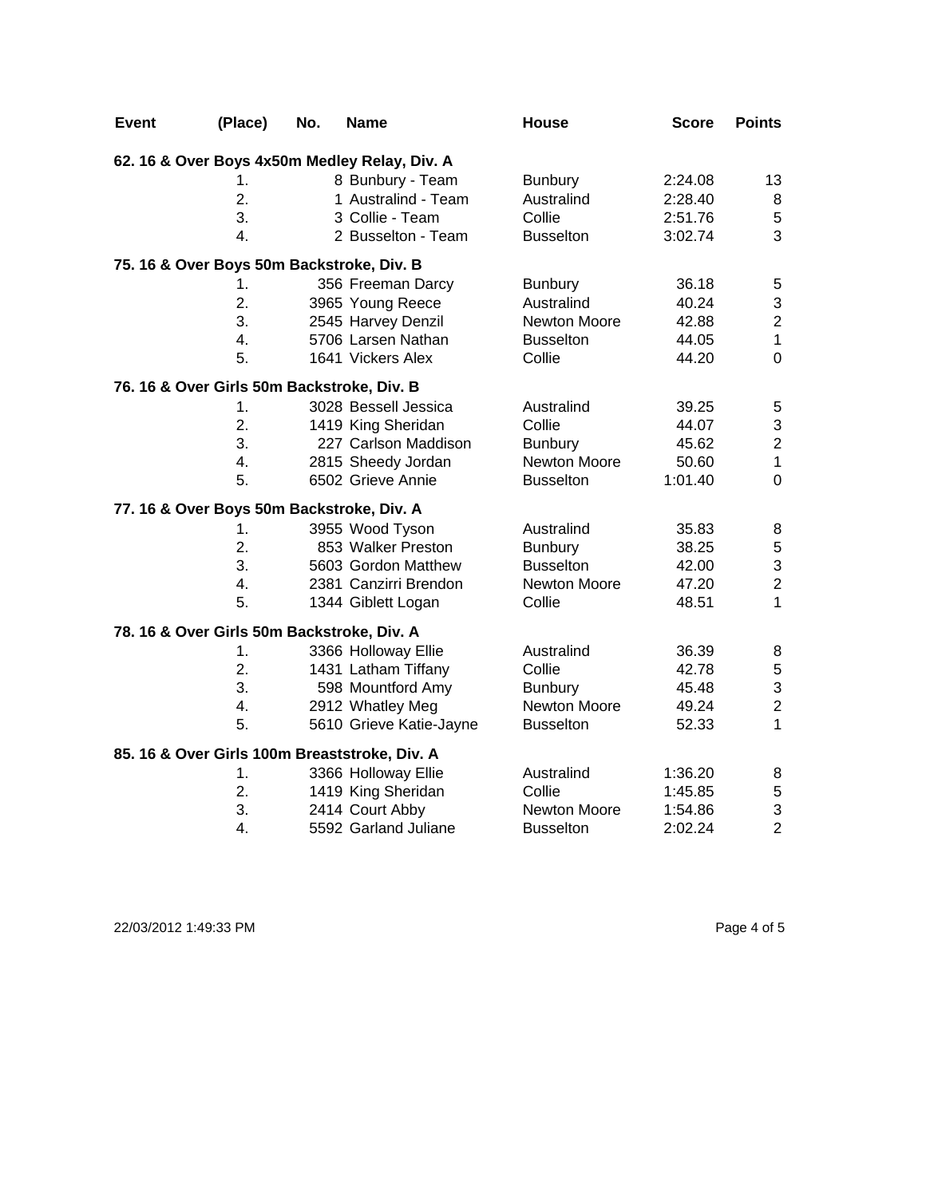| Event | (Place) | No. | Name | House | Score | Points |
|---|---|---|---|---|---|---|
| **62. 16 & Over Boys 4x50m Medley Relay, Div. A** | | | | | | |
| | 1. | 8 | Bunbury - Team | Bunbury | 2:24.08 | 13 |
| | 2. | 1 | Australind - Team | Australind | 2:28.40 | 8 |
| | 3. | 3 | Collie - Team | Collie | 2:51.76 | 5 |
| | 4. | 2 | Busselton - Team | Busselton | 3:02.74 | 3 |
| **75. 16 & Over Boys 50m Backstroke, Div. B** | | | | | | |
| | 1. | 356 | Freeman Darcy | Bunbury | 36.18 | 5 |
| | 2. | 3965 | Young Reece | Australind | 40.24 | 3 |
| | 3. | 2545 | Harvey Denzil | Newton Moore | 42.88 | 2 |
| | 4. | 5706 | Larsen Nathan | Busselton | 44.05 | 1 |
| | 5. | 1641 | Vickers Alex | Collie | 44.20 | 0 |
| **76. 16 & Over Girls 50m Backstroke, Div. B** | | | | | | |
| | 1. | 3028 | Bessell Jessica | Australind | 39.25 | 5 |
| | 2. | 1419 | King Sheridan | Collie | 44.07 | 3 |
| | 3. | 227 | Carlson Maddison | Bunbury | 45.62 | 2 |
| | 4. | 2815 | Sheedy Jordan | Newton Moore | 50.60 | 1 |
| | 5. | 6502 | Grieve Annie | Busselton | 1:01.40 | 0 |
| **77. 16 & Over Boys 50m Backstroke, Div. A** | | | | | | |
| | 1. | 3955 | Wood Tyson | Australind | 35.83 | 8 |
| | 2. | 853 | Walker Preston | Bunbury | 38.25 | 5 |
| | 3. | 5603 | Gordon Matthew | Busselton | 42.00 | 3 |
| | 4. | 2381 | Canzirri Brendon | Newton Moore | 47.20 | 2 |
| | 5. | 1344 | Giblett Logan | Collie | 48.51 | 1 |
| **78. 16 & Over Girls 50m Backstroke, Div. A** | | | | | | |
| | 1. | 3366 | Holloway Ellie | Australind | 36.39 | 8 |
| | 2. | 1431 | Latham Tiffany | Collie | 42.78 | 5 |
| | 3. | 598 | Mountford Amy | Bunbury | 45.48 | 3 |
| | 4. | 2912 | Whatley Meg | Newton Moore | 49.24 | 2 |
| | 5. | 5610 | Grieve Katie-Jayne | Busselton | 52.33 | 1 |
| **85. 16 & Over Girls 100m Breaststroke, Div. A** | | | | | | |
| | 1. | 3366 | Holloway Ellie | Australind | 1:36.20 | 8 |
| | 2. | 1419 | King Sheridan | Collie | 1:45.85 | 5 |
| | 3. | 2414 | Court Abby | Newton Moore | 1:54.86 | 3 |
| | 4. | 5592 | Garland Juliane | Busselton | 2:02.24 | 2 |

22/03/2012 1:49:33 PM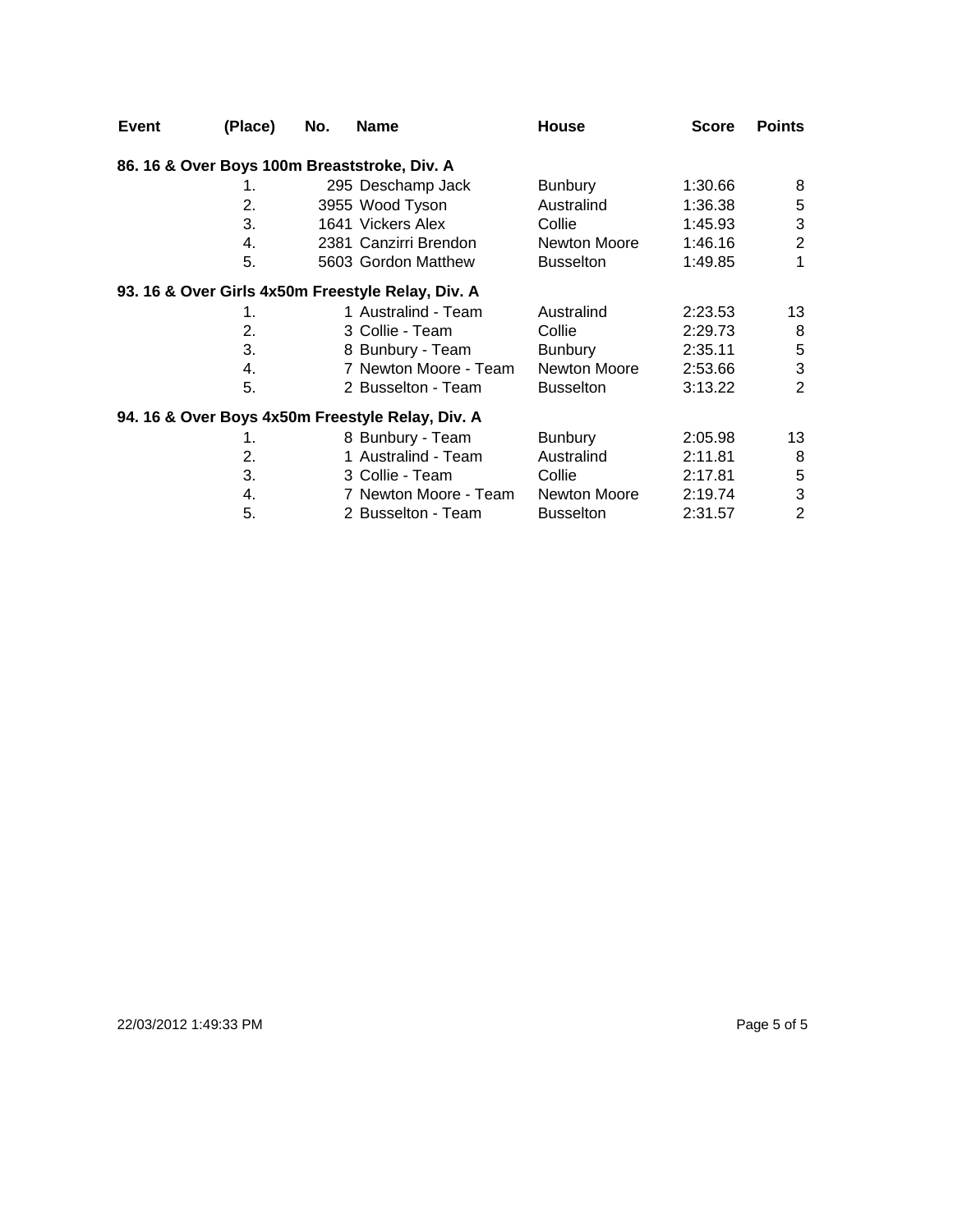| Event | (Place) | No. | Name | House | Score | Points |
|---|---|---|---|---|---|---|
| **86. 16 & Over Boys 100m Breaststroke, Div. A** | | | | | | |
| | 1. | 295 | Deschamp Jack | Bunbury | 1:30.66 | 8 |
| | 2. | 3955 | Wood Tyson | Australind | 1:36.38 | 5 |
| | 3. | 1641 | Vickers Alex | Collie | 1:45.93 | 3 |
| | 4. | 2381 | Canzirri Brendon | Newton Moore | 1:46.16 | 2 |
| | 5. | 5603 | Gordon Matthew | Busselton | 1:49.85 | 1 |
| **93. 16 & Over Girls 4x50m Freestyle Relay, Div. A** | | | | | | |
| | 1. | 1 | Australind - Team | Australind | 2:23.53 | 13 |
| | 2. | 3 | Collie - Team | Collie | 2:29.73 | 8 |
| | 3. | 8 | Bunbury - Team | Bunbury | 2:35.11 | 5 |
| | 4. | 7 | Newton Moore - Team | Newton Moore | 2:53.66 | 3 |
| | 5. | 2 | Busselton - Team | Busselton | 3:13.22 | 2 |
| **94. 16 & Over Boys 4x50m Freestyle Relay, Div. A** | | | | | | |
| | 1. | 8 | Bunbury - Team | Bunbury | 2:05.98 | 13 |
| | 2. | 1 | Australind - Team | Australind | 2:11.81 | 8 |
| | 3. | 3 | Collie - Team | Collie | 2:17.81 | 5 |
| | 4. | 7 | Newton Moore - Team | Newton Moore | 2:19.74 | 3 |
| | 5. | 2 | Busselton - Team | Busselton | 2:31.57 | 2 |

22/03/2012 1:49:33 PM